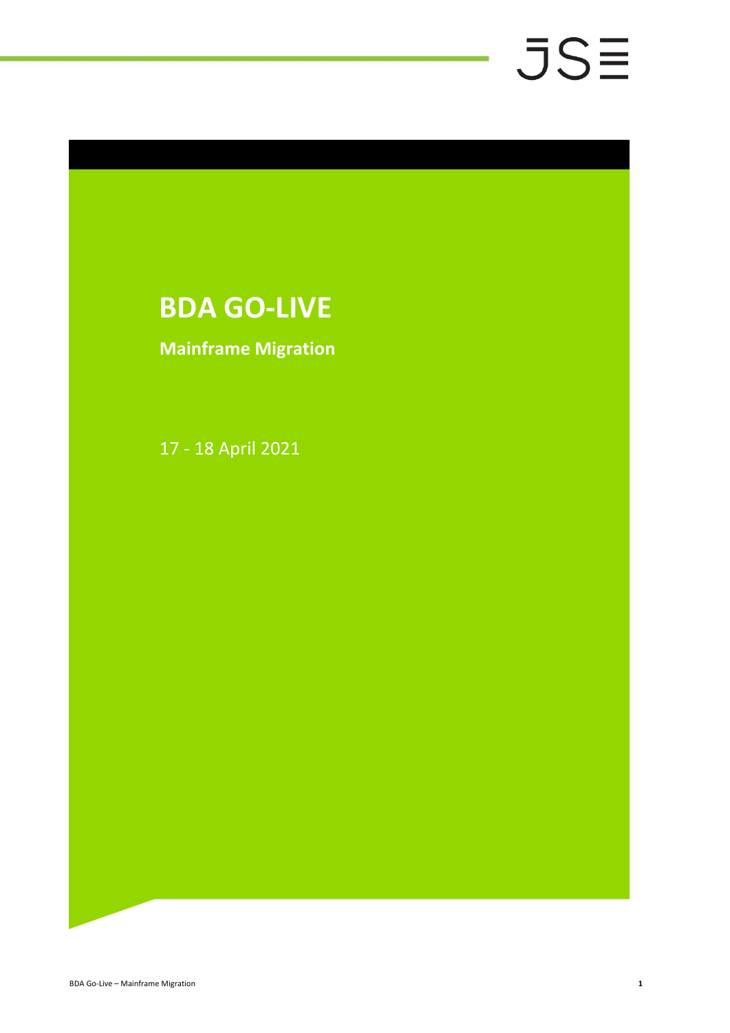# BDA GO-LIVE

**Mainframe Migration**

17 - 18 April 2021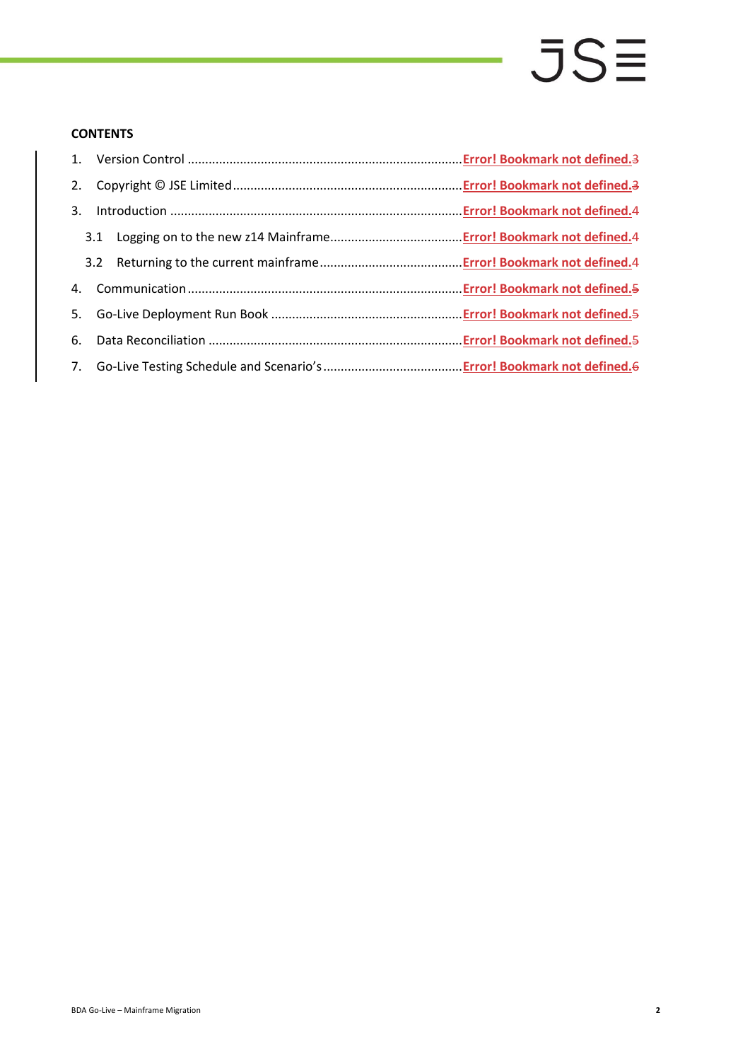**CONTENTS**

1. Version Control ............................................................................Error! Bookmark not defined.3
2. Copyright © JSE Limited.................................................................Error! Bookmark not defined.3
3. Introduction ...................................................................................Error! Bookmark not defined.4
   - 3.1 Logging on to the new z14 Mainframe......................................Error! Bookmark not defined.4
   - 3.2 Returning to the current mainframe.........................................Error! Bookmark not defined.4
4. Communication..............................................................................Error! Bookmark not defined.5
5. Go-Live Deployment Run Book ......................................................Error! Bookmark not defined.5
6. Data Reconciliation ........................................................................Error! Bookmark not defined.5
7. Go-Live Testing Schedule and Scenario's........................................Error! Bookmark not defined.6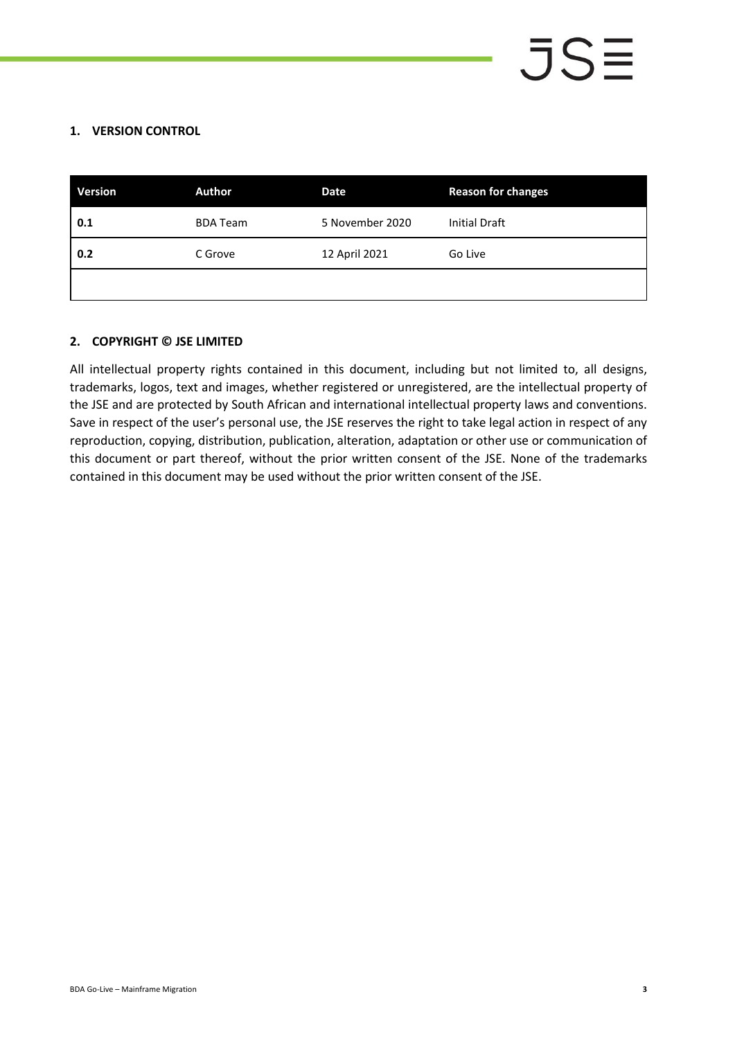## 1. VERSION CONTROL

| Version | Author | Date | Reason for changes |
| --- | --- | --- | --- |
| **0.1** | BDA Team | 5 November 2020 | Initial Draft |
| **0.2** | C Grove | 12 April 2021 | Go Live |
| | | | |

## 2. COPYRIGHT © JSE LIMITED

All intellectual property rights contained in this document, including but not limited to, all designs, trademarks, logos, text and images, whether registered or unregistered, are the intellectual property of the JSE and are protected by South African and international intellectual property laws and conventions. Save in respect of the user's personal use, the JSE reserves the right to take legal action in respect of any reproduction, copying, distribution, publication, alteration, adaptation or other use or communication of this document or part thereof, without the prior written consent of the JSE. None of the trademarks contained in this document may be used without the prior written consent of the JSE.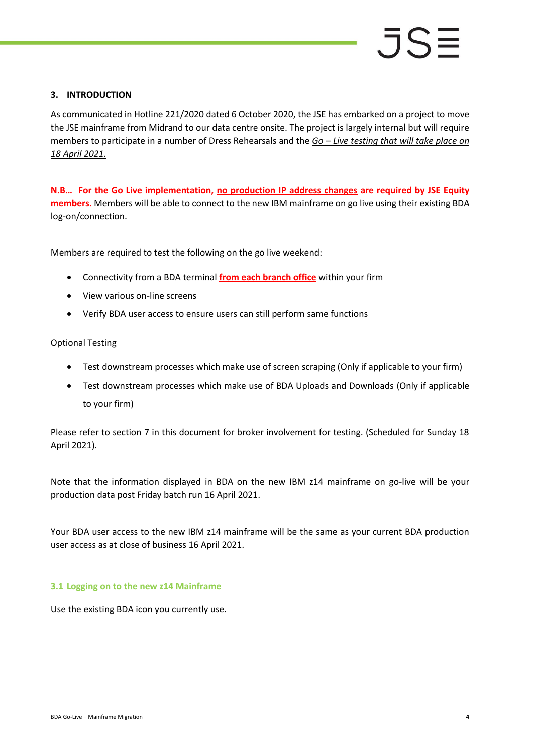## 3. INTRODUCTION

As communicated in Hotline 221/2020 dated 6 October 2020, the JSE has embarked on a project to move the JSE mainframe from Midrand to our data centre onsite. The project is largely internal but will require members to participate in a number of Dress Rehearsals and the *Go – Live testing that will take place on 18 April 2021.*

**N.B… For the Go Live implementation, no production IP address changes are required by JSE Equity members.** Members will be able to connect to the new IBM mainframe on go live using their existing BDA log-on/connection.

Members are required to test the following on the go live weekend:

- Connectivity from a BDA terminal **from each branch office** within your firm
- View various on-line screens
- Verify BDA user access to ensure users can still perform same functions

Optional Testing

- Test downstream processes which make use of screen scraping (Only if applicable to your firm)
- Test downstream processes which make use of BDA Uploads and Downloads (Only if applicable to your firm)

Please refer to section 7 in this document for broker involvement for testing. (Scheduled for Sunday 18 April 2021).

Note that the information displayed in BDA on the new IBM z14 mainframe on go-live will be your production data post Friday batch run 16 April 2021.

Your BDA user access to the new IBM z14 mainframe will be the same as your current BDA production user access as at close of business 16 April 2021.

### 3.1 Logging on to the new z14 Mainframe

Use the existing BDA icon you currently use.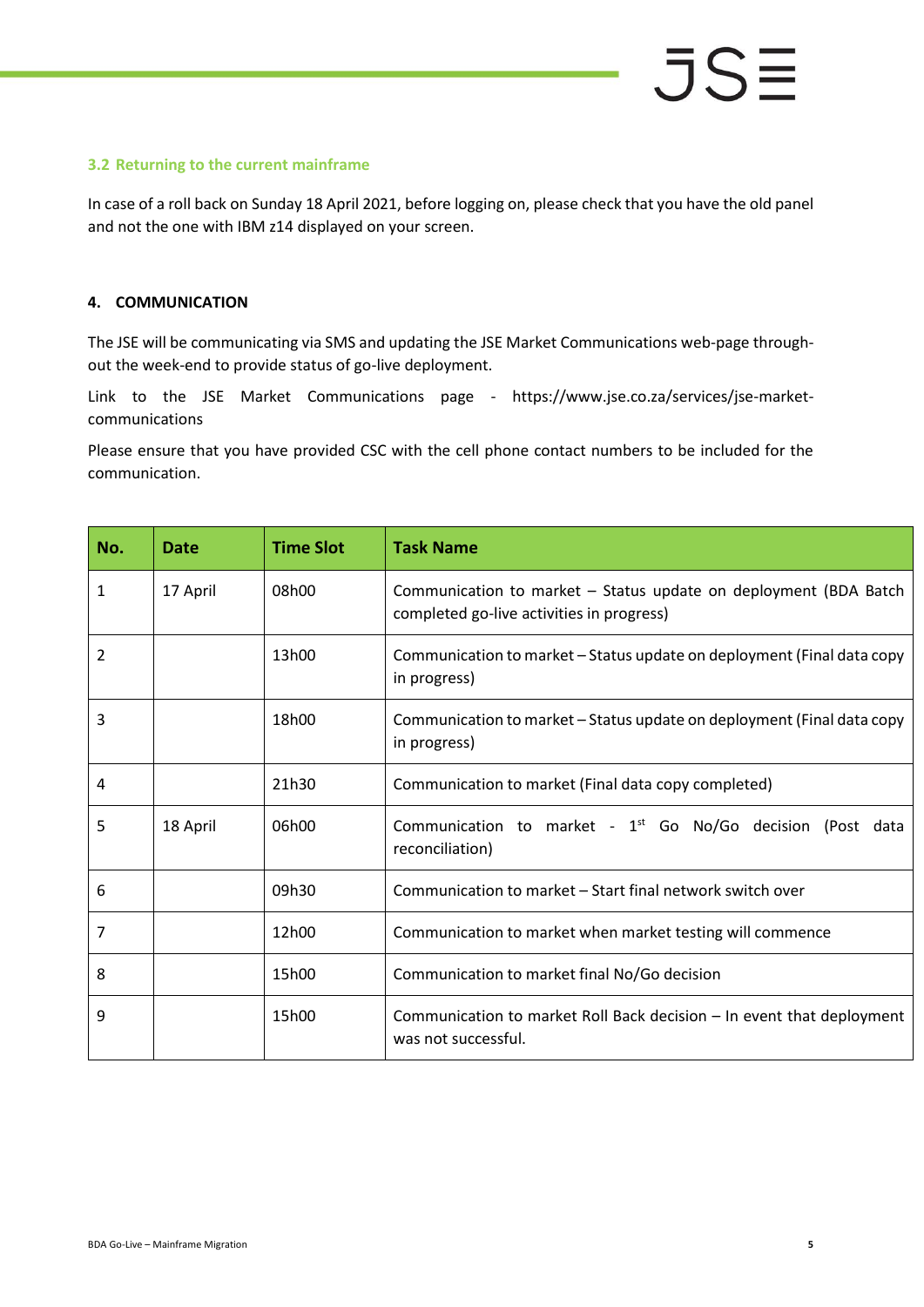### 3.2 Returning to the current mainframe

In case of a roll back on Sunday 18 April 2021, before logging on, please check that you have the old panel and not the one with IBM z14 displayed on your screen.

## 4. COMMUNICATION

The JSE will be communicating via SMS and updating the JSE Market Communications web-page throughout the week-end to provide status of go-live deployment.

Link to the JSE Market Communications page - https://www.jse.co.za/services/jse-market-communications

Please ensure that you have provided CSC with the cell phone contact numbers to be included for the communication.

| No. | Date | Time Slot | Task Name |
|---|---|---|---|
| 1 | 17 April | 08h00 | Communication to market – Status update on deployment (BDA Batch completed go-live activities in progress) |
| 2 | | 13h00 | Communication to market – Status update on deployment (Final data copy in progress) |
| 3 | | 18h00 | Communication to market – Status update on deployment (Final data copy in progress) |
| 4 | | 21h30 | Communication to market (Final data copy completed) |
| 5 | 18 April | 06h00 | Communication to market - 1st Go No/Go decision (Post data reconciliation) |
| 6 | | 09h30 | Communication to market – Start final network switch over |
| 7 | | 12h00 | Communication to market when market testing will commence |
| 8 | | 15h00 | Communication to market final No/Go decision |
| 9 | | 15h00 | Communication to market Roll Back decision – In event that deployment was not successful. |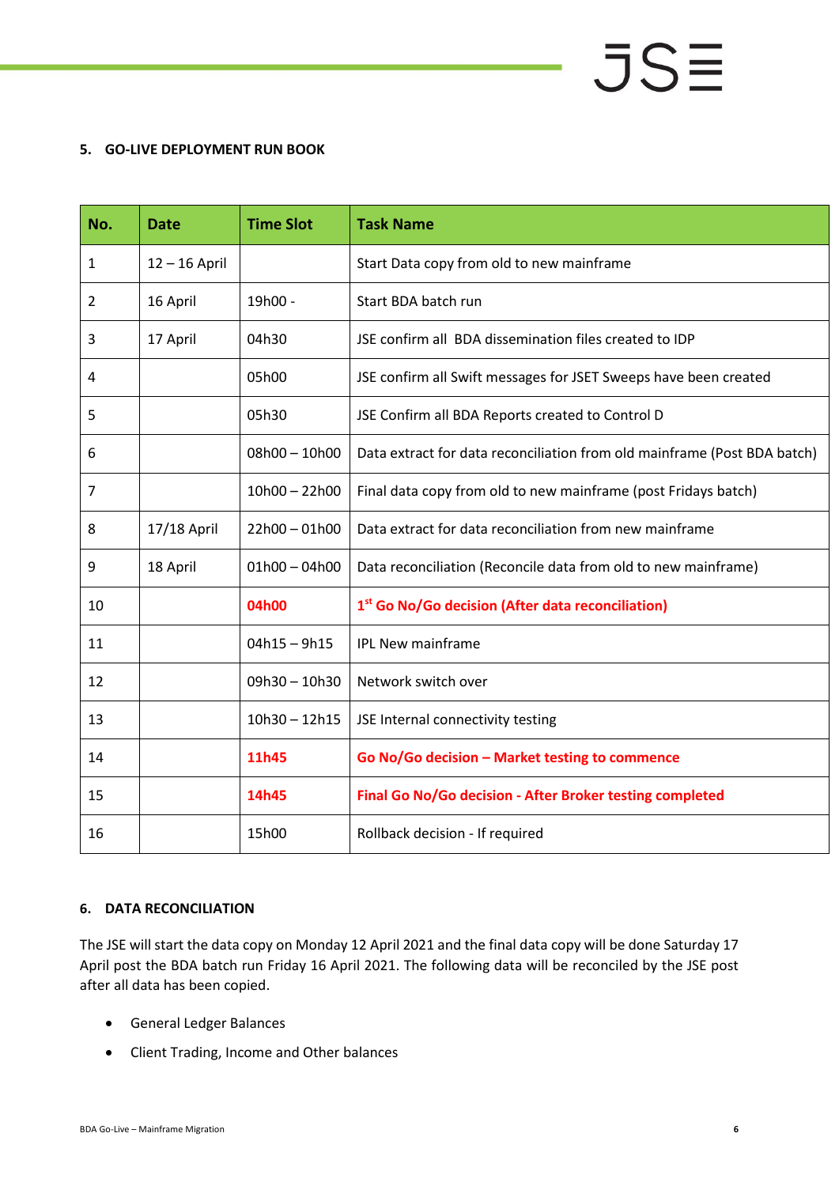## 5. GO-LIVE DEPLOYMENT RUN BOOK

| No. | Date | Time Slot | Task Name |
|---|---|---|---|
| 1 | 12 – 16 April | | Start Data copy from old to new mainframe |
| 2 | 16 April | 19h00 - | Start BDA batch run |
| 3 | 17 April | 04h30 | JSE confirm all BDA dissemination files created to IDP |
| 4 | | 05h00 | JSE confirm all Swift messages for JSET Sweeps have been created |
| 5 | | 05h30 | JSE Confirm all BDA Reports created to Control D |
| 6 | | 08h00 – 10h00 | Data extract for data reconciliation from old mainframe (Post BDA batch) |
| 7 | | 10h00 – 22h00 | Final data copy from old to new mainframe (post Fridays batch) |
| 8 | 17/18 April | 22h00 – 01h00 | Data extract for data reconciliation from new mainframe |
| 9 | 18 April | 01h00 – 04h00 | Data reconciliation (Reconcile data from old to new mainframe) |
| 10 | | **04h00** | **1st Go No/Go decision (After data reconciliation)** |
| 11 | | 04h15 – 9h15 | IPL New mainframe |
| 12 | | 09h30 – 10h30 | Network switch over |
| 13 | | 10h30 – 12h15 | JSE Internal connectivity testing |
| 14 | | **11h45** | **Go No/Go decision – Market testing to commence** |
| 15 | | **14h45** | **Final Go No/Go decision - After Broker testing completed** |
| 16 | | 15h00 | Rollback decision - If required |

## 6. DATA RECONCILIATION

The JSE will start the data copy on Monday 12 April 2021 and the final data copy will be done Saturday 17 April post the BDA batch run Friday 16 April 2021. The following data will be reconciled by the JSE post after all data has been copied.

- General Ledger Balances
- Client Trading, Income and Other balances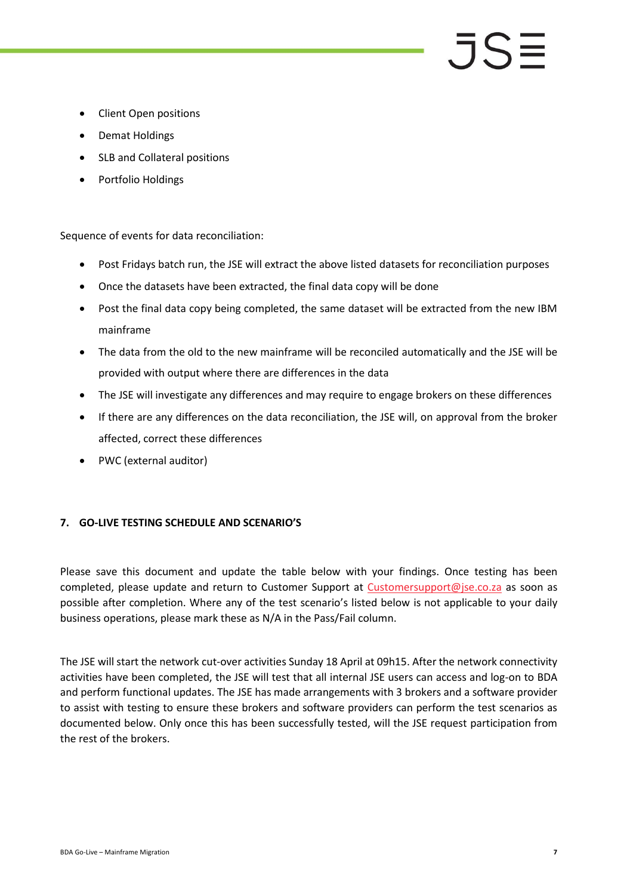- Client Open positions
- Demat Holdings
- SLB and Collateral positions
- Portfolio Holdings

Sequence of events for data reconciliation:

- Post Fridays batch run, the JSE will extract the above listed datasets for reconciliation purposes
- Once the datasets have been extracted, the final data copy will be done
- Post the final data copy being completed, the same dataset will be extracted from the new IBM mainframe
- The data from the old to the new mainframe will be reconciled automatically and the JSE will be provided with output where there are differences in the data
- The JSE will investigate any differences and may require to engage brokers on these differences
- If there are any differences on the data reconciliation, the JSE will, on approval from the broker affected, correct these differences
- PWC (external auditor)

## 7. GO-LIVE TESTING SCHEDULE AND SCENARIO'S

Please save this document and update the table below with your findings. Once testing has been completed, please update and return to Customer Support at Customersupport@jse.co.za as soon as possible after completion. Where any of the test scenario's listed below is not applicable to your daily business operations, please mark these as N/A in the Pass/Fail column.

The JSE will start the network cut-over activities Sunday 18 April at 09h15. After the network connectivity activities have been completed, the JSE will test that all internal JSE users can access and log-on to BDA and perform functional updates. The JSE has made arrangements with 3 brokers and a software provider to assist with testing to ensure these brokers and software providers can perform the test scenarios as documented below. Only once this has been successfully tested, will the JSE request participation from the rest of the brokers.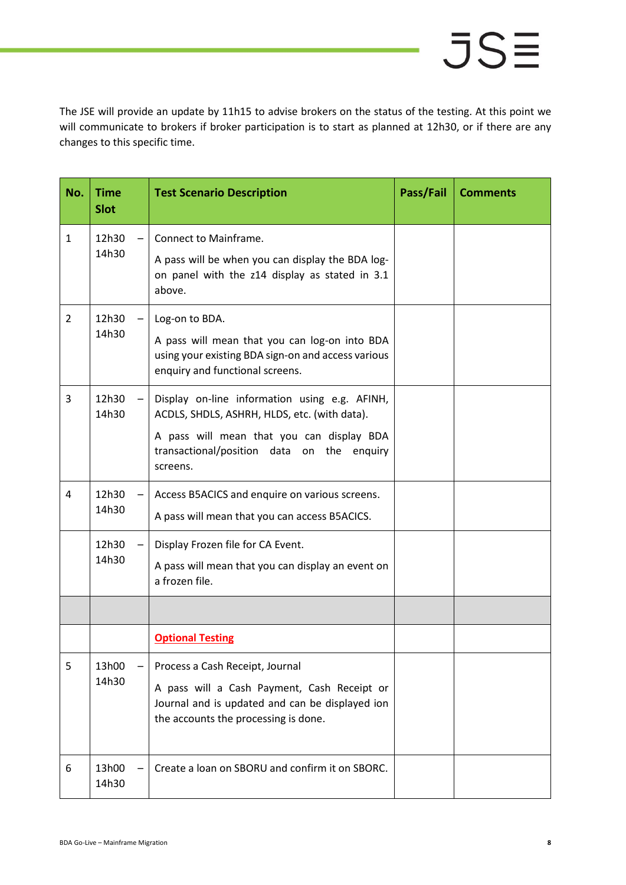The JSE will provide an update by 11h15 to advise brokers on the status of the testing. At this point we will communicate to brokers if broker participation is to start as planned at 12h30, or if there are any changes to this specific time.

| No. | Time Slot | Test Scenario Description | Pass/Fail | Comments |
|---|---|---|---|---|
| 1 | 12h30 – 14h30 | Connect to Mainframe.<br><br>A pass will be when you can display the BDA log-on panel with the z14 display as stated in 3.1 above. | | |
| 2 | 12h30 – 14h30 | Log-on to BDA.<br><br>A pass will mean that you can log-on into BDA using your existing BDA sign-on and access various enquiry and functional screens. | | |
| 3 | 12h30 – 14h30 | Display on-line information using e.g. AFINH, ACDLS, SHDLS, ASHRH, HLDS, etc. (with data).<br><br>A pass will mean that you can display BDA transactional/position data on the enquiry screens. | | |
| 4 | 12h30 – 14h30 | Access B5ACICS and enquire on various screens.<br><br>A pass will mean that you can access B5ACICS. | | |
| | 12h30 – 14h30 | Display Frozen file for CA Event.<br><br>A pass will mean that you can display an event on a frozen file. | | |
| | | | | |
| | | **Optional Testing** | | |
| 5 | 13h00 – 14h30 | Process a Cash Receipt, Journal<br><br>A pass will a Cash Payment, Cash Receipt or Journal and is updated and can be displayed ion the accounts the processing is done. | | |
| 6 | 13h00 – 14h30 | Create a loan on SBORU and confirm it on SBORC. | | |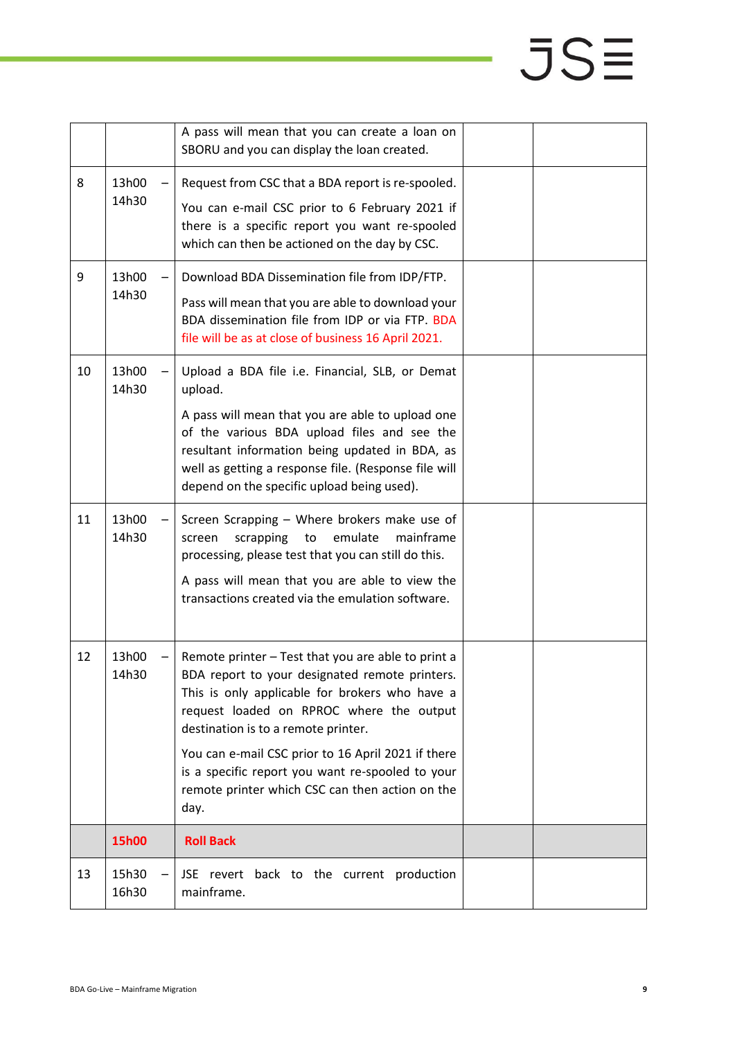| | | | | |
|---|---|---|---|---|
| | | A pass will mean that you can create a loan on SBORU and you can display the loan created. | | |
| 8 | 13h00 – 14h30 | Request from CSC that a BDA report is re-spooled.<br><br>You can e-mail CSC prior to 6 February 2021 if there is a specific report you want re-spooled which can then be actioned on the day by CSC. | | |
| 9 | 13h00 – 14h30 | Download BDA Dissemination file from IDP/FTP.<br><br>Pass will mean that you are able to download your BDA dissemination file from IDP or via FTP. BDA file will be as at close of business 16 April 2021. | | |
| 10 | 13h00 – 14h30 | Upload a BDA file i.e. Financial, SLB, or Demat upload.<br><br>A pass will mean that you are able to upload one of the various BDA upload files and see the resultant information being updated in BDA, as well as getting a response file. (Response file will depend on the specific upload being used). | | |
| 11 | 13h00 – 14h30 | Screen Scrapping – Where brokers make use of screen scrapping to emulate mainframe processing, please test that you can still do this.<br><br>A pass will mean that you are able to view the transactions created via the emulation software. | | |
| 12 | 13h00 – 14h30 | Remote printer – Test that you are able to print a BDA report to your designated remote printers. This is only applicable for brokers who have a request loaded on RPROC where the output destination is to a remote printer.<br><br>You can e-mail CSC prior to 16 April 2021 if there is a specific report you want re-spooled to your remote printer which CSC can then action on the day. | | |
| | **15h00** | **Roll Back** | | |
| 13 | 15h30 – 16h30 | JSE revert back to the current production mainframe. | | |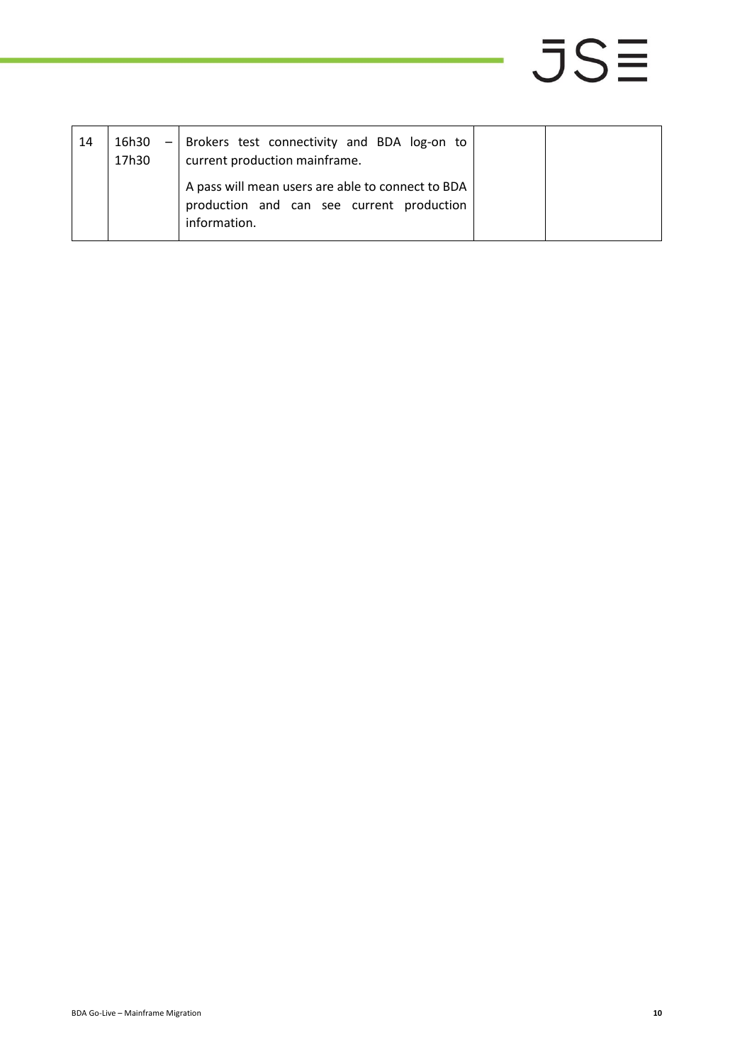| 14 | 16h30 – 17h30 | Brokers test connectivity and BDA log-on to current production mainframe.<br><br>A pass will mean users are able to connect to BDA production and can see current production information. | | |
|---|---|---|---|---|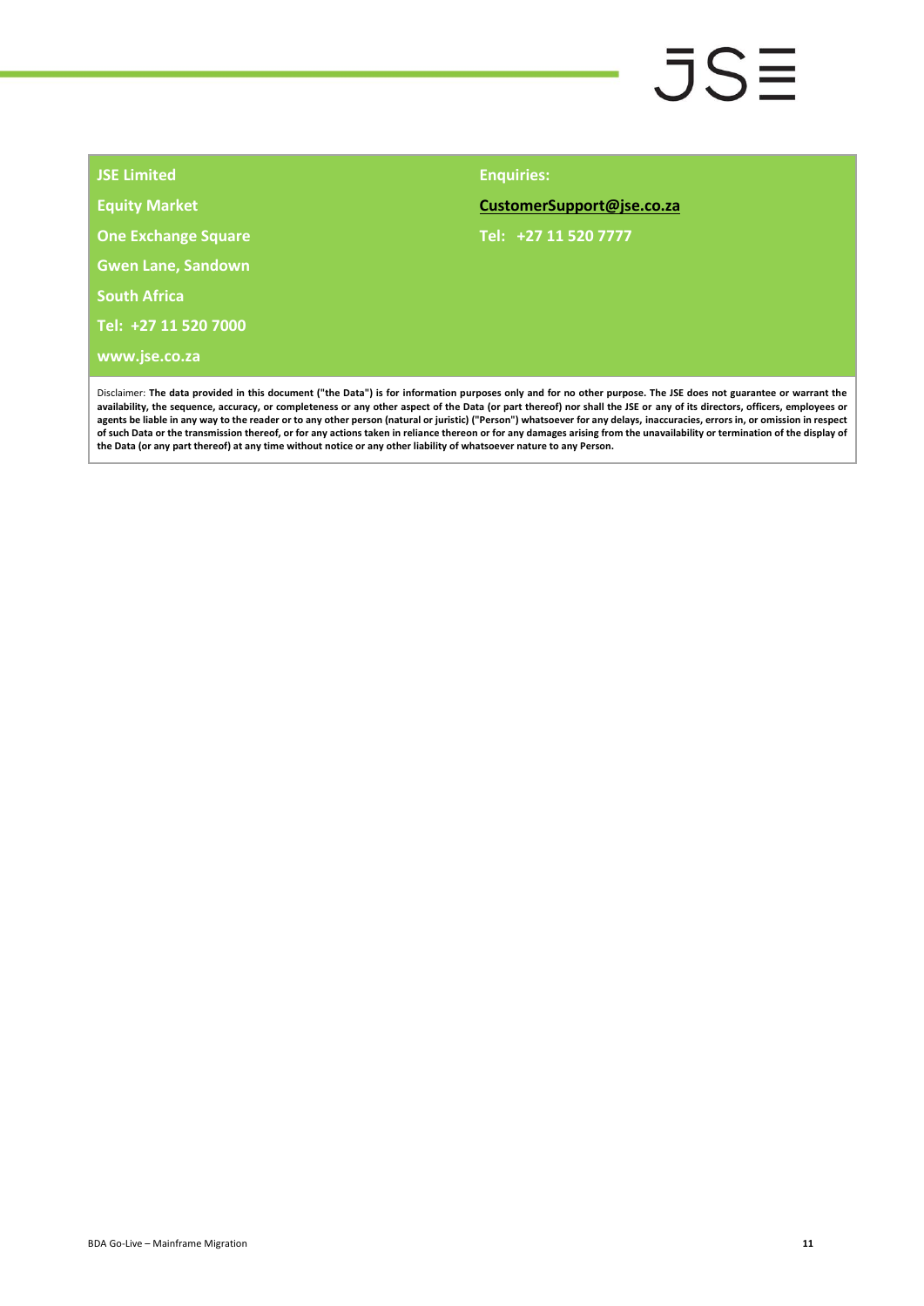| | |
|---|---|
| **JSE Limited** | **Enquiries:** |
| **Equity Market** | **CustomerSupport@jse.co.za** |
| **One Exchange Square** | **Tel: +27 11 520 7777** |
| **Gwen Lane, Sandown** | |
| **South Africa** | |
| **Tel: +27 11 520 7000** | |
| **www.jse.co.za** | |

Disclaimer: **The data provided in this document ("the Data") is for information purposes only and for no other purpose. The JSE does not guarantee or warrant the availability, the sequence, accuracy, or completeness or any other aspect of the Data (or part thereof) nor shall the JSE or any of its directors, officers, employees or agents be liable in any way to the reader or to any other person (natural or juristic) ("Person") whatsoever for any delays, inaccuracies, errors in, or omission in respect of such Data or the transmission thereof, or for any actions taken in reliance thereon or for any damages arising from the unavailability or termination of the display of the Data (or any part thereof) at any time without notice or any other liability of whatsoever nature to any Person.**